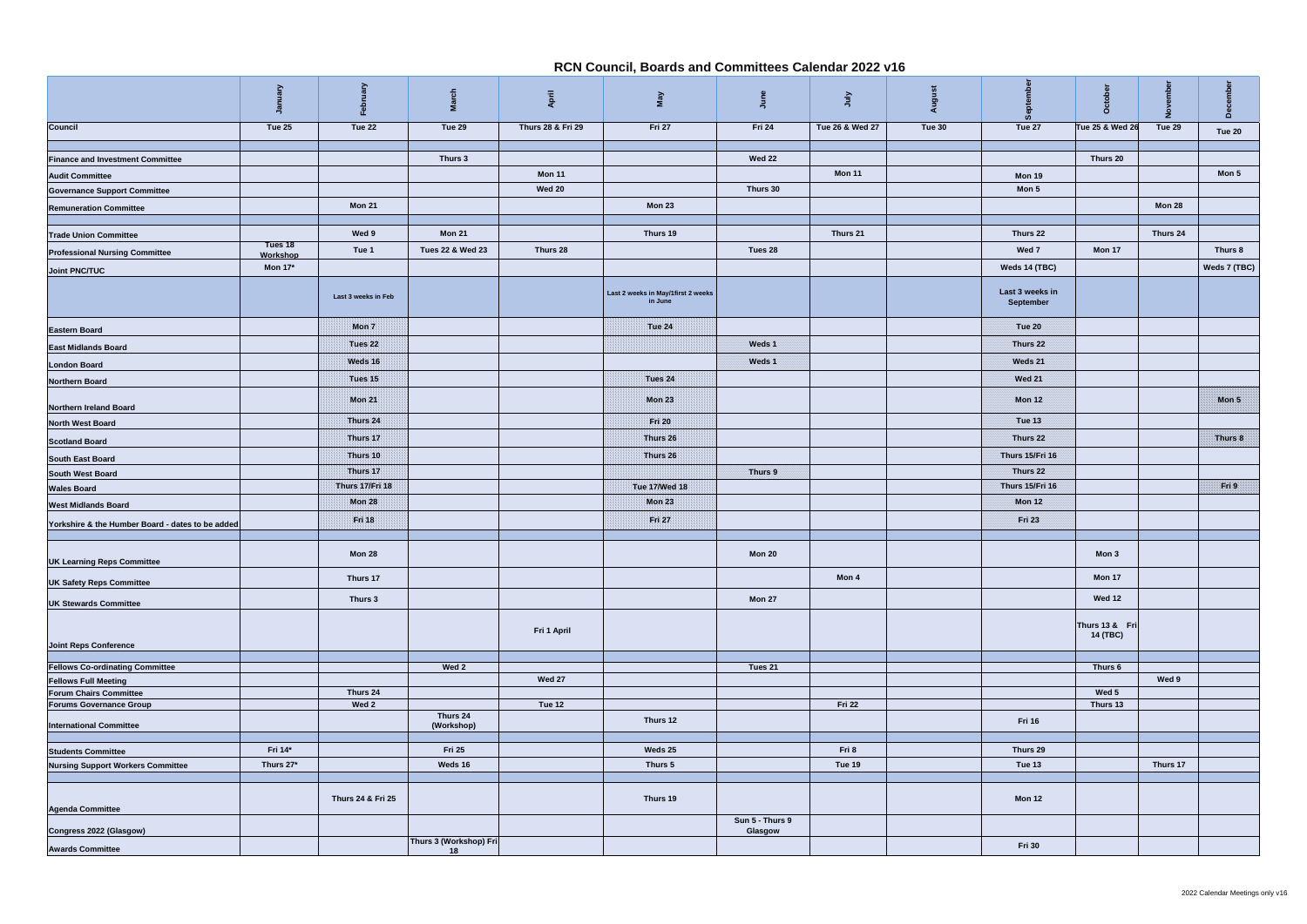# RCN Council, Boards and Committees Calendar 2022 v16

| | January | February | March | April | May | June | July | August | September | October | November | December |
|---|---|---|---|---|---|---|---|---|---|---|---|---|
| **Council** | Tue 25 | Tue 22 | Tue 29 | Thurs 28 & Fri 29 | Fri 27 | Fri 24 | Tue 26 & Wed 27 | Tue 30 | Tue 27 | Tue 25 & Wed 26 | Tue 29 | Tue 20 |
| | | | | | | | | | | | | |
| **Finance and Investment Committee** | | | Thurs 3 | | | Wed 22 | | | | Thurs 20 | | |
| **Audit Committee** | | | | Mon 11 | | | Mon 11 | | Mon 19 | | | Mon 5 |
| **Governance Support Committee** | | | | Wed 20 | | Thurs 30 | | | Mon 5 | | | |
| **Remuneration Committee** | | Mon 21 | | | Mon 23 | | | | | | Mon 28 | |
| | | | | | | | | | | | | |
| **Trade Union Committee** | | Wed 9 | Mon 21 | | Thurs 19 | | Thurs 21 | | Thurs 22 | | Thurs 24 | |
| **Professional Nursing Committee** | Tues 18 Workshop | Tue 1 | Tues 22 & Wed 23 | Thurs 28 | | Tues 28 | | | Wed 7 | Mon 17 | | Thurs 8 |
| **Joint PNC/TUC** | Mon 17* | | | | | | | | Weds 14 (TBC) | | | Weds 7 (TBC) |
| | | Last 3 weeks in Feb | | | Last 2 weeks in May/1first 2 weeks in June | | | | Last 3 weeks in September | | | |
| **Eastern Board** | | Mon 7 | | | Tue 24 | | | | Tue 20 | | | |
| **East Midlands Board** | | Tues 22 | | | | Weds 1 | | | Thurs 22 | | | |
| **London Board** | | Weds 16 | | | | Weds 1 | | | Weds 21 | | | |
| **Northern Board** | | Tues 15 | | | Tues 24 | | | | Wed 21 | | | |
| **Northern Ireland Board** | | Mon 21 | | | Mon 23 | | | | Mon 12 | | | Mon 5 |
| **North West Board** | | Thurs 24 | | | Fri 20 | | | | Tue 13 | | | |
| **Scotland Board** | | Thurs 17 | | | Thurs 26 | | | | Thurs 22 | | | Thurs 8 |
| **South East Board** | | Thurs 10 | | | Thurs 26 | | | | Thurs 15/Fri 16 | | | |
| **South West Board** | | Thurs 17 | | | | Thurs 9 | | | Thurs 22 | | | |
| **Wales Board** | | Thurs 17/Fri 18 | | | Tue 17/Wed 18 | | | | Thurs 15/Fri 16 | | | Fri 9 |
| **West Midlands Board** | | Mon 28 | | | Mon 23 | | | | Mon 12 | | | |
| **Yorkshire & the Humber Board - dates to be added** | | Fri 18 | | | Fri 27 | | | | Fri 23 | | | |
| | | | | | | | | | | | | |
| **UK Learning Reps Committee** | | Mon 28 | | | | Mon 20 | | | | Mon 3 | | |
| **UK Safety Reps Committee** | | Thurs 17 | | | | | Mon 4 | | | Mon 17 | | |
| **UK Stewards Committee** | | Thurs 3 | | | | Mon 27 | | | | Wed 12 | | |
| **Joint Reps Conference** | | | | Fri 1 April | | | | | | Thurs 13 & Fri 14 (TBC) | | |
| | | | | | | | | | | | | |
| **Fellows Co-ordinating Committee** | | | Wed 2 | | | Tues 21 | | | | Thurs 6 | | |
| **Fellows Full Meeting** | | | | Wed 27 | | | | | | | Wed 9 | |
| **Forum Chairs Committee** | | Thurs 24 | | | | | | | | Wed 5 | | |
| **Forums Governance Group** | | Wed 2 | | Tue 12 | | | Fri 22 | | | Thurs 13 | | |
| **International Committee** | | | Thurs 24 (Workshop) | | Thurs 12 | | | | Fri 16 | | | |
| | | | | | | | | | | | | |
| **Students Committee** | Fri 14* | | Fri 25 | | Weds 25 | | Fri 8 | | Thurs 29 | | | |
| **Nursing Support Workers Committee** | Thurs 27* | | Weds 16 | | Thurs 5 | | Tue 19 | | Tue 13 | | Thurs 17 | |
| | | | | | | | | | | | | |
| **Agenda Committee** | | Thurs 24 & Fri 25 | | | Thurs 19 | | | | Mon 12 | | | |
| **Congress 2022 (Glasgow)** | | | | | | Sun 5 - Thurs 9 Glasgow | | | | | | |
| **Awards Committee** | | | Thurs 3 (Workshop) Fri 18 | | | | | | Fri 30 | | | |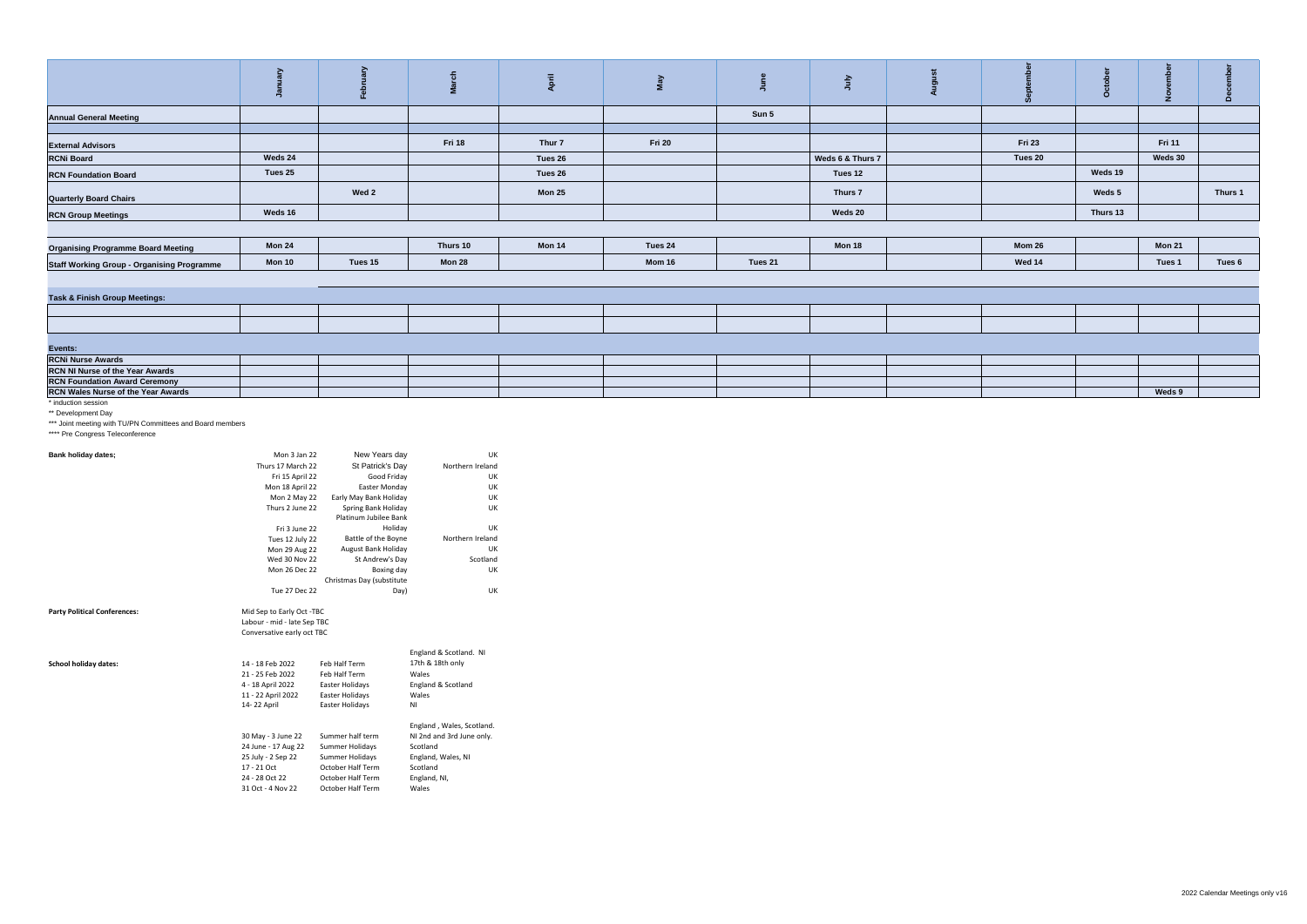| | January | February | March | April | May | June | July | August | September | October | November | December |
|---|---|---|---|---|---|---|---|---|---|---|---|---|
| **Annual General Meeting** | | | | | | Sun 5 | | | | | | |
| | | | | | | | | | | | | |
| **External Advisors** | | | Fri 18 | Thur 7 | Fri 20 | | | | Fri 23 | | Fri 11 | |
| **RCNi Board** | Weds 24 | | | Tues 26 | | | Weds 6 & Thurs 7 | | Tues 20 | | Weds 30 | |
| **RCN Foundation Board** | Tues 25 | | | Tues 26 | | | Tues 12 | | | Weds 19 | | |
| **Quarterly Board Chairs** | | Wed 2 | | Mon 25 | | | Thurs 7 | | | Weds 5 | | Thurs 1 |
| **RCN Group Meetings** | Weds 16 | | | | | | Weds 20 | | | Thurs 13 | | |
| | | | | | | | | | | | | |
| **Organising Programme Board Meeting** | Mon 24 | | Thurs 10 | Mon 14 | Tues 24 | | Mon 18 | | Mom 26 | | Mon 21 | |
| **Staff Working Group - Organising Programme** | Mon 10 | Tues 15 | Mon 28 | | Mom 16 | Tues 21 | | | Wed 14 | | Tues 1 | Tues 6 |
| | | | | | | | | | | | | |
| **Task & Finish Group Meetings:** | | | | | | | | | | | | |
| | | | | | | | | | | | | |
| | | | | | | | | | | | | |
| | | | | | | | | | | | | |
| **Events:** | | | | | | | | | | | | |
| **RCNi Nurse Awards** | | | | | | | | | | | | |
| **RCN NI Nurse of the Year Awards** | | | | | | | | | | | | |
| **RCN Foundation Award Ceremony** | | | | | | | | | | | | |
| **RCN Wales Nurse of the Year Awards** | | | | | | | | | | | Weds 9 | |

\* induction session

\*\* Development Day

\*\*\* Joint meeting with TU/PN Committees and Board members

\*\*\*\* Pre Congress Teleconference

**Bank holiday dates;**

| | | |
|---|---|---|
| Mon 3 Jan 22 | New Years day | UK |
| Thurs 17 March 22 | St Patrick's Day | Northern Ireland |
| Fri 15 April 22 | Good Friday | UK |
| Mon 18 April 22 | Easter Monday | UK |
| Mon 2 May 22 | Early May Bank Holiday | UK |
| Thurs 2 June 22 | Spring Bank Holiday | UK |
| Fri 3 June 22 | Platinum Jubilee Bank Holiday | UK |
| Tues 12 July 22 | Battle of the Boyne | Northern Ireland |
| Mon 29 Aug 22 | August Bank Holiday | UK |
| Wed 30 Nov 22 | St Andrew's Day | Scotland |
| Mon 26 Dec 22 | Boxing day | UK |
| Tue 27 Dec 22 | Christmas Day (substitute Day) | UK |

**Party Political Conferences:**

Mid Sep to Early Oct -TBC
Labour - mid - late Sep TBC
Conversative early oct TBC

**School holiday dates:**

| | | |
|---|---|---|
| 14 - 18 Feb 2022 | Feb Half Term | England & Scotland. NI 17th & 18th only |
| 21 - 25 Feb 2022 | Feb Half Term | Wales |
| 4 - 18 April 2022 | Easter Holidays | England & Scotland |
| 11 - 22 April 2022 | Easter Holidays | Wales |
| 14- 22 April | Easter Holidays | NI |
| 30 May - 3 June 22 | Summer half term | England , Wales, Scotland. NI 2nd and 3rd June only. |
| 24 June - 17 Aug 22 | Summer Holidays | Scotland |
| 25 July - 2 Sep 22 | Summer Holidays | England, Wales, NI |
| 17 - 21 Oct | October Half Term | Scotland |
| 24 - 28 Oct 22 | October Half Term | England, NI, |
| 31 Oct - 4 Nov 22 | October Half Term | Wales |

2022 Calendar Meetings only v16